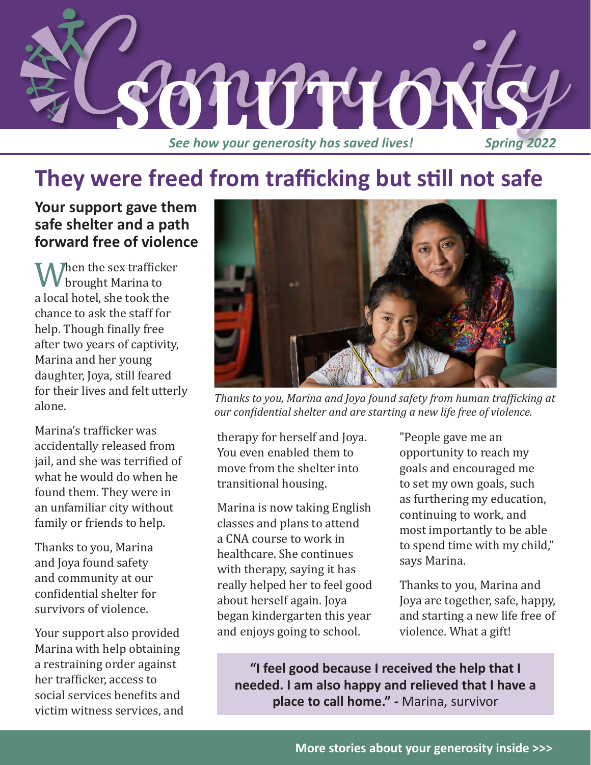# Community SOLUTIONS

*See how your generosity has saved lives!* *Spring 2022*

## They were freed from trafficking but still not safe

### Your support gave them safe shelter and a path forward free of violence

When the sex trafficker brought Marina to a local hotel, she took the chance to ask the staff for help. Though finally free after two years of captivity, Marina and her young daughter, Joya, still feared for their lives and felt utterly alone.

Marina's trafficker was accidentally released from jail, and she was terrified of what he would do when he found them. They were in an unfamiliar city without family or friends to help.

Thanks to you, Marina and Joya found safety and community at our confidential shelter for survivors of violence.

Your support also provided Marina with help obtaining a restraining order against her trafficker, access to social services benefits and victim witness services, and therapy for herself and Joya. You even enabled them to move from the shelter into transitional housing.

*Thanks to you, Marina and Joya found safety from human trafficking at our confidential shelter and are starting a new life free of violence.*

Marina is now taking English classes and plans to attend a CNA course to work in healthcare. She continues with therapy, saying it has really helped her to feel good about herself again. Joya began kindergarten this year and enjoys going to school.

"People gave me an opportunity to reach my goals and encouraged me to set my own goals, such as furthering my education, continuing to work, and most importantly to be able to spend time with my child," says Marina.

Thanks to you, Marina and Joya are together, safe, happy, and starting a new life free of violence. What a gift!

> **"I feel good because I received the help that I needed. I am also happy and relieved that I have a place to call home." -** Marina, survivor

**More stories about your generosity inside >>>**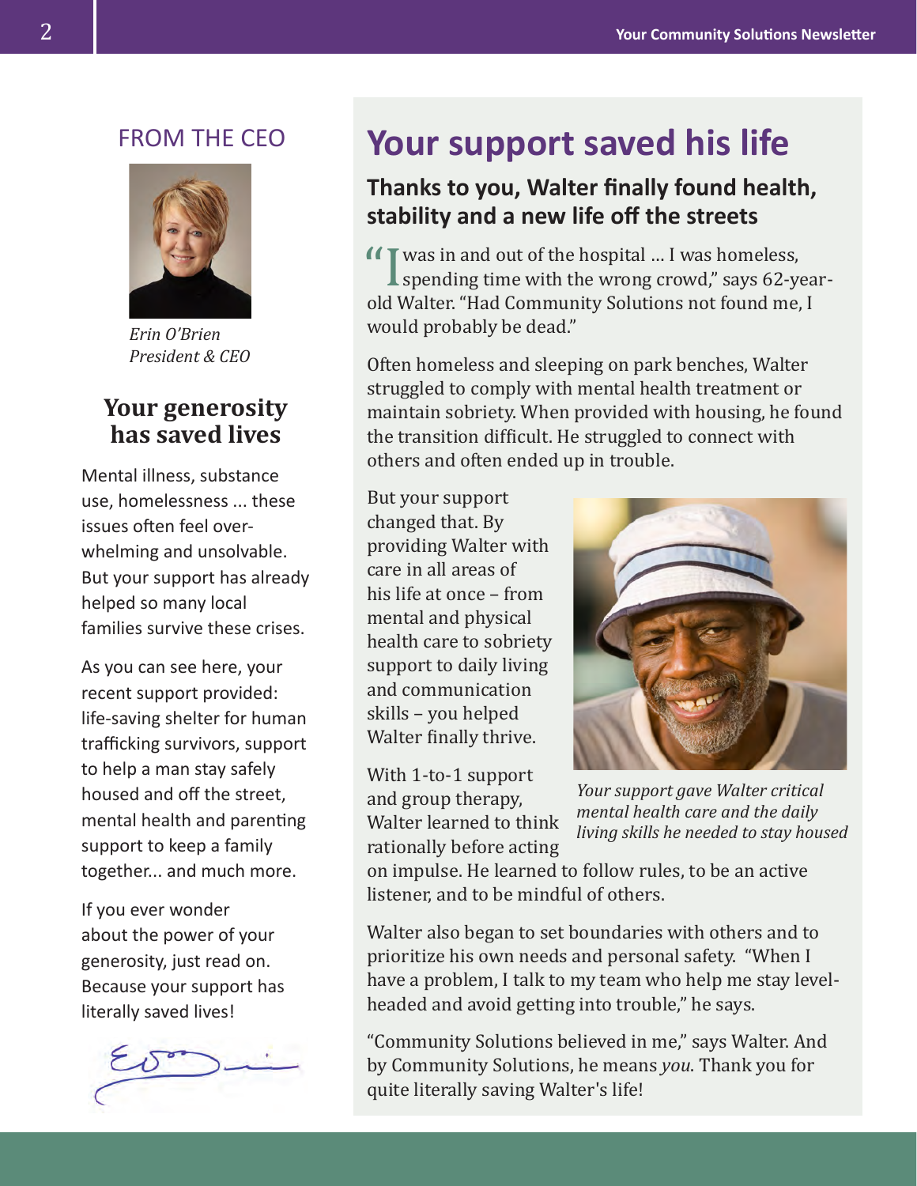## FROM THE CEO

*Erin O'Brien*
*President & CEO*

### Your generosity has saved lives

Mental illness, substance use, homelessness ... these issues often feel overwhelming and unsolvable. But your support has already helped so many local families survive these crises.

As you can see here, your recent support provided: life-saving shelter for human trafficking survivors, support to help a man stay safely housed and off the street, mental health and parenting support to keep a family together... and much more.

If you ever wonder about the power of your generosity, just read on. Because your support has literally saved lives!

# Your support saved his life

### Thanks to you, Walter finally found health, stability and a new life off the streets

"I was in and out of the hospital ... I was homeless, spending time with the wrong crowd," says 62-year-old Walter. "Had Community Solutions not found me, I would probably be dead."

Often homeless and sleeping on park benches, Walter struggled to comply with mental health treatment or maintain sobriety. When provided with housing, he found the transition difficult. He struggled to connect with others and often ended up in trouble.

But your support changed that. By providing Walter with care in all areas of his life at once – from mental and physical health care to sobriety support to daily living and communication skills – you helped Walter finally thrive.

*Your support gave Walter critical mental health care and the daily living skills he needed to stay housed*

With 1-to-1 support and group therapy, Walter learned to think rationally before acting on impulse. He learned to follow rules, to be an active listener, and to be mindful of others.

Walter also began to set boundaries with others and to prioritize his own needs and personal safety. "When I have a problem, I talk to my team who help me stay level-headed and avoid getting into trouble," he says.

"Community Solutions believed in me," says Walter. And by Community Solutions, he means *you*. Thank you for quite literally saving Walter's life!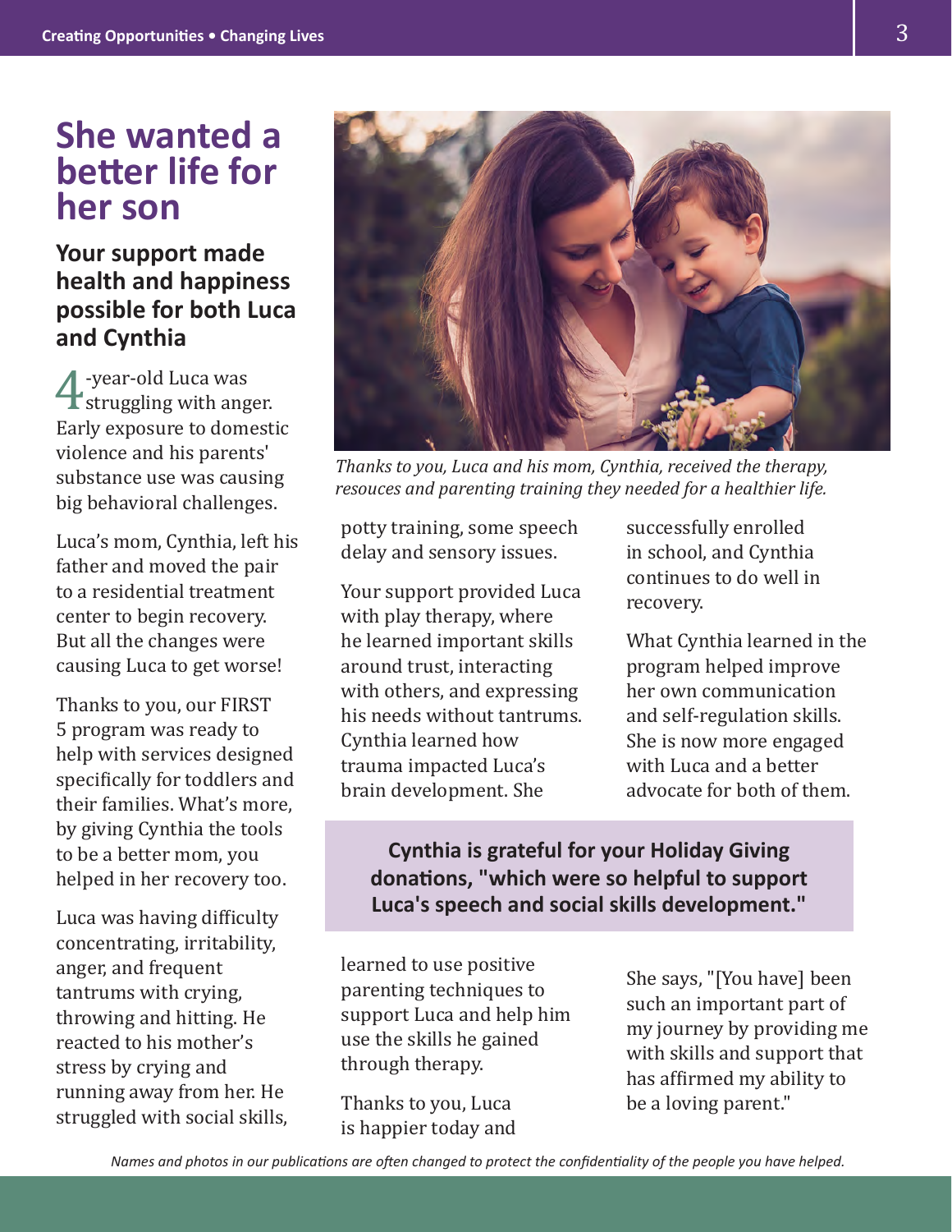# She wanted a better life for her son

## Your support made health and happiness possible for both Luca and Cynthia

4-year-old Luca was struggling with anger. Early exposure to domestic violence and his parents' substance use was causing big behavioral challenges.

Luca's mom, Cynthia, left his father and moved the pair to a residential treatment center to begin recovery. But all the changes were causing Luca to get worse!

Thanks to you, our FIRST 5 program was ready to help with services designed specifically for toddlers and their families. What's more, by giving Cynthia the tools to be a better mom, you helped in her recovery too.

Luca was having difficulty concentrating, irritability, anger, and frequent tantrums with crying, throwing and hitting. He reacted to his mother's stress by crying and running away from her. He struggled with social skills, potty training, some speech delay and sensory issues.

*Thanks to you, Luca and his mom, Cynthia, received the therapy, resouces and parenting training they needed for a healthier life.*

Your support provided Luca with play therapy, where he learned important skills around trust, interacting with others, and expressing his needs without tantrums. Cynthia learned how trauma impacted Luca's brain development. She learned to use positive parenting techniques to support Luca and help him use the skills he gained through therapy.

Thanks to you, Luca is happier today and successfully enrolled in school, and Cynthia continues to do well in recovery.

What Cynthia learned in the program helped improve her own communication and self-regulation skills. She is now more engaged with Luca and a better advocate for both of them.

**Cynthia is grateful for your Holiday Giving donations, "which were so helpful to support Luca's speech and social skills development."**

She says, "[You have] been such an important part of my journey by providing me with skills and support that has affirmed my ability to be a loving parent."

*Names and photos in our publications are often changed to protect the confidentiality of the people you have helped.*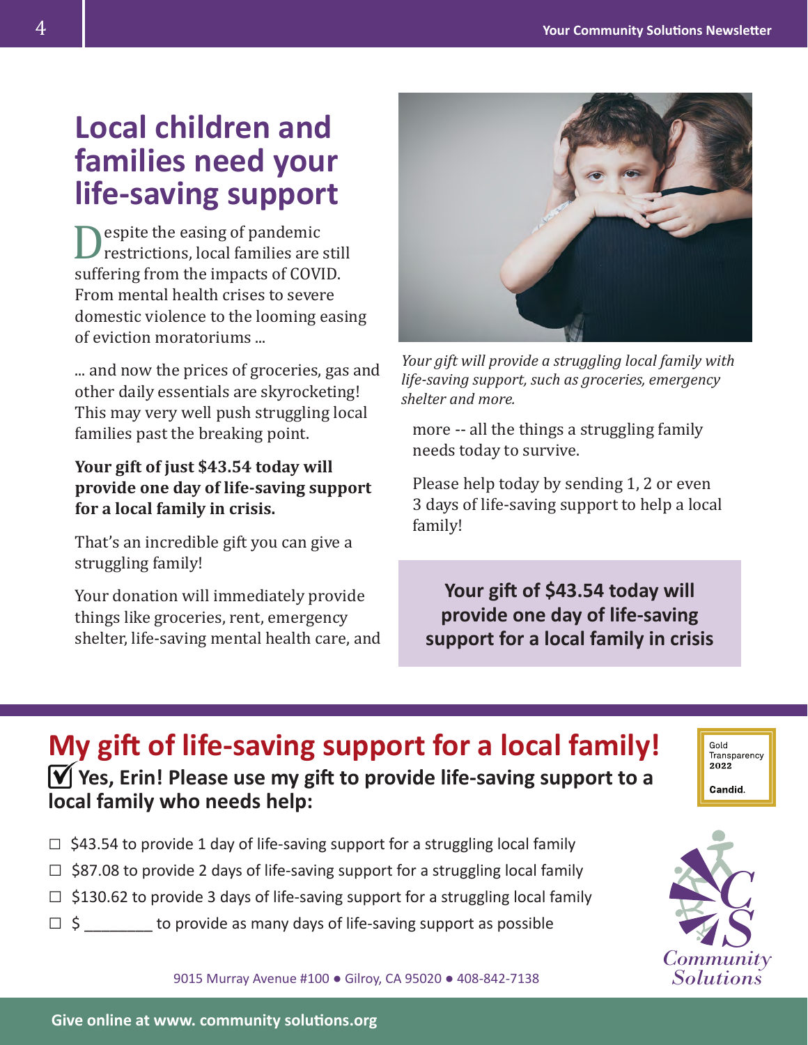# Local children and families need your life-saving support

Despite the easing of pandemic restrictions, local families are still suffering from the impacts of COVID. From mental health crises to severe domestic violence to the looming easing of eviction moratoriums ...

... and now the prices of groceries, gas and other daily essentials are skyrocketing! This may very well push struggling local families past the breaking point.

**Your gift of just $43.54 today will provide one day of life-saving support for a local family in crisis.**

That's an incredible gift you can give a struggling family!

Your donation will immediately provide things like groceries, rent, emergency shelter, life-saving mental health care, and more -- all the things a struggling family needs today to survive.

*Your gift will provide a struggling local family with life-saving support, such as groceries, emergency shelter and more.*

Please help today by sending 1, 2 or even 3 days of life-saving support to help a local family!

**Your gift of $43.54 today will provide one day of life-saving support for a local family in crisis**

## My gift of life-saving support for a local family!

**☑ Yes, Erin! Please use my gift to provide life-saving support to a local family who needs help:**

- ☐ $43.54 to provide 1 day of life-saving support for a struggling local family
- ☐ $87.08 to provide 2 days of life-saving support for a struggling local family
- ☐ $130.62 to provide 3 days of life-saving support for a struggling local family
- ☐ $ ________ to provide as many days of life-saving support as possible

Gold Transparency 2022

Candid.

Community Solutions

9015 Murray Avenue #100 ● Gilroy, CA 95020 ● 408-842-7138

**Give online at www. community solutions.org**